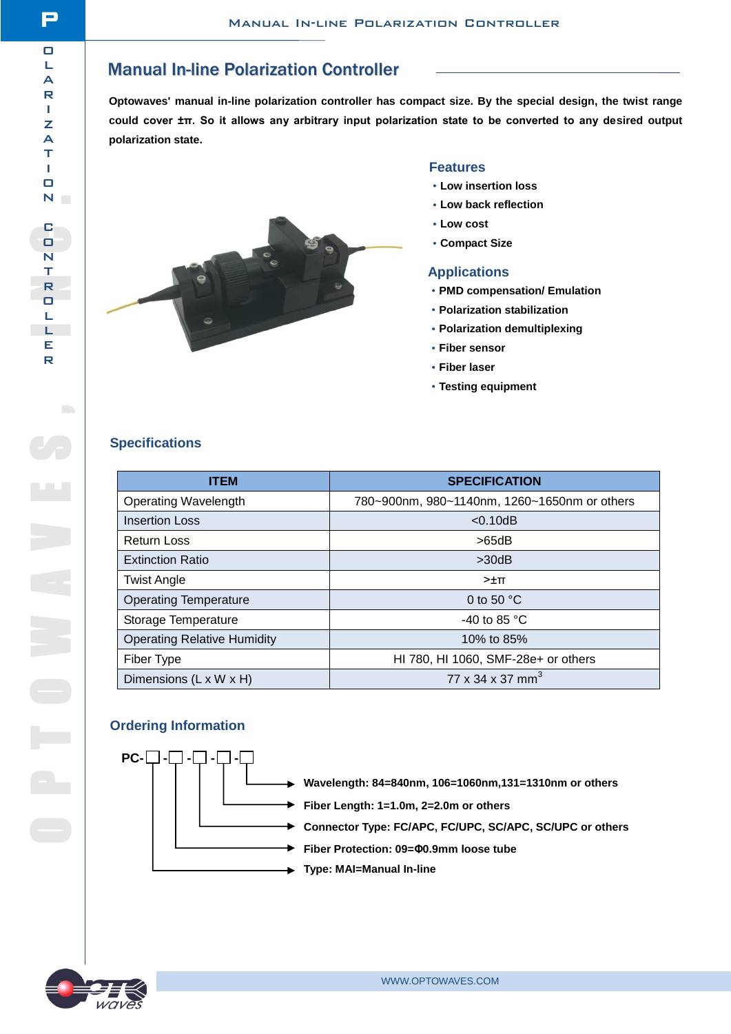# Manual In-line Polarization Controller

**Optowaves' manual in-line polarization controller has compact size. By the special design, the twist range could cover ±π. So it allows any arbitrary input polarization state to be converted to any desired output polarization state.**

## Features

- Low insertion loss
- Low back reflection
- Low cost
- Compact Size

## Applications

- PMD compensation/ Emulation
- Polarization stabilization
- Polarization demultiplexing
- Fiber sensor
- Fiber laser
- Testing equipment

## Specifications

| ITEM | SPECIFICATION |
|---|---|
| Operating Wavelength | 780~900nm, 980~1140nm, 1260~1650nm or others |
| Insertion Loss | <0.10dB |
| Return Loss | >65dB |
| Extinction Ratio | >30dB |
| Twist Angle | >±π |
| Operating Temperature | 0 to 50 °C |
| Storage Temperature | -40 to 85 °C |
| Operating Relative Humidity | 10% to 85% |
| Fiber Type | HI 780, HI 1060, SMF-28e+ or others |
| Dimensions (L x W x H) | 77 x 34 x 37 $mm^3$ |

## Ordering Information

PC-□-□-□-□-□

- Wavelength: 84=840nm, 106=1060nm,131=1310nm or others
- Fiber Length: 1=1.0m, 2=2.0m or others
- Connector Type: FC/APC, FC/UPC, SC/APC, SC/UPC or others
- Fiber Protection: 09=Φ0.9mm loose tube
- Type: MAI=Manual In-line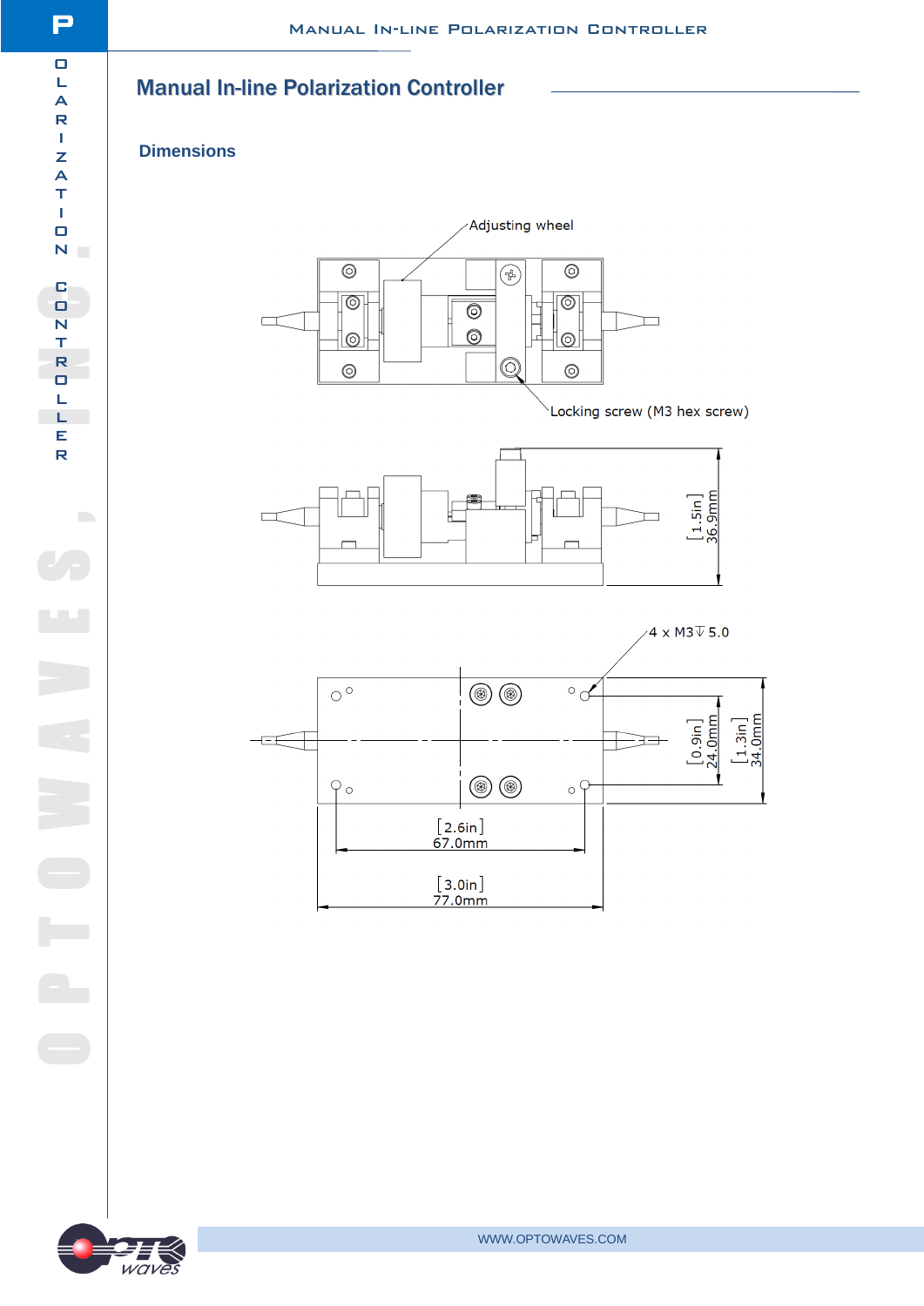# Manual In-line Polarization Controller

## Dimensions

Adjusting wheel

Locking screw (M3 hex screw)

[1.5in]
36.9mm

4 x M3 ↧ 5.0

[0.9in]
24.0mm

[1.3in]
34.0mm

[2.6in]
67.0mm

[3.0in]
77.0mm